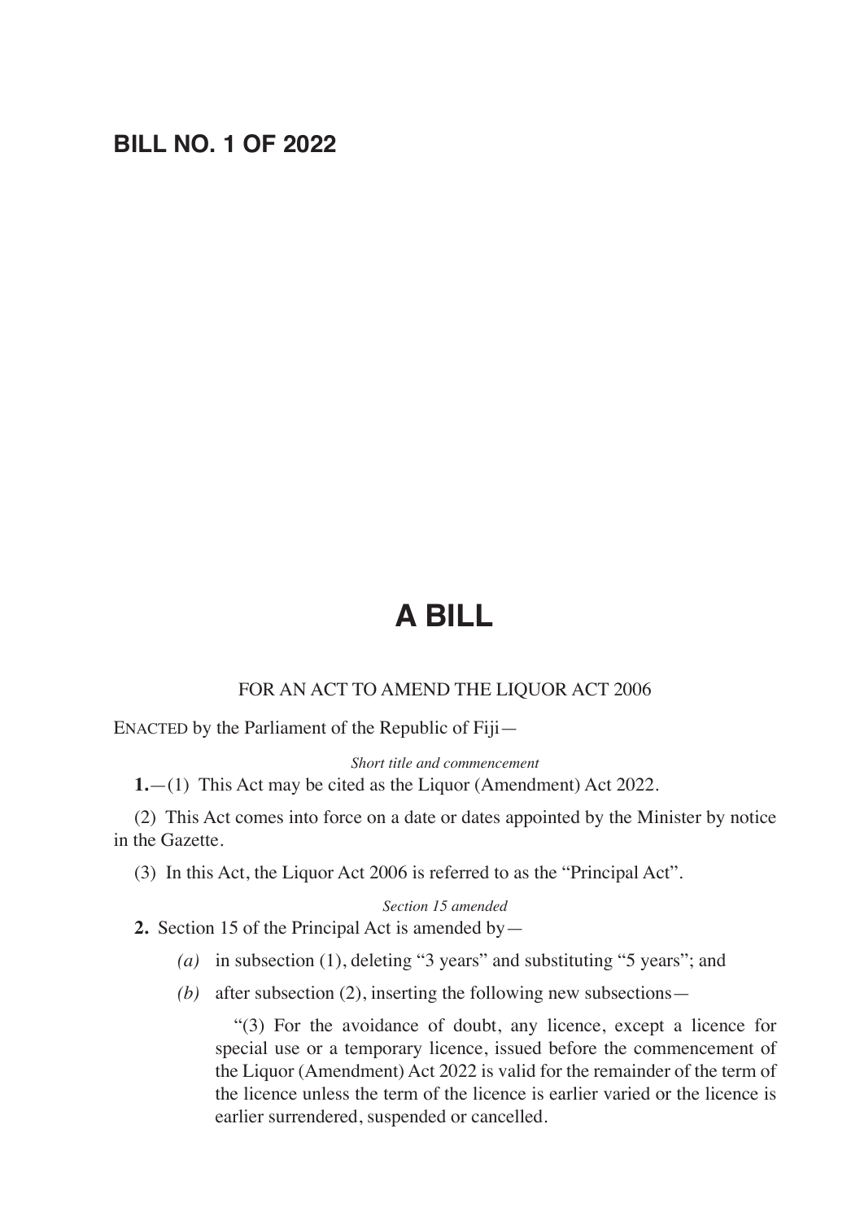**BILL NO. 1 OF 2022**

# A BILL

FOR AN ACT TO AMEND THE LIQUOR ACT 2006

ENACTED by the Parliament of the Republic of Fiji—

*Short title and commencement*

**1.**—(1) This Act may be cited as the Liquor (Amendment) Act 2022.

(2) This Act comes into force on a date or dates appointed by the Minister by notice in the Gazette.

(3) In this Act, the Liquor Act 2006 is referred to as the "Principal Act".

*Section 15 amended*

**2.** Section 15 of the Principal Act is amended by—

*(a)* in subsection (1), deleting "3 years" and substituting "5 years"; and

*(b)* after subsection (2), inserting the following new subsections—

"(3) For the avoidance of doubt, any licence, except a licence for special use or a temporary licence, issued before the commencement of the Liquor (Amendment) Act 2022 is valid for the remainder of the term of the licence unless the term of the licence is earlier varied or the licence is earlier surrendered, suspended or cancelled.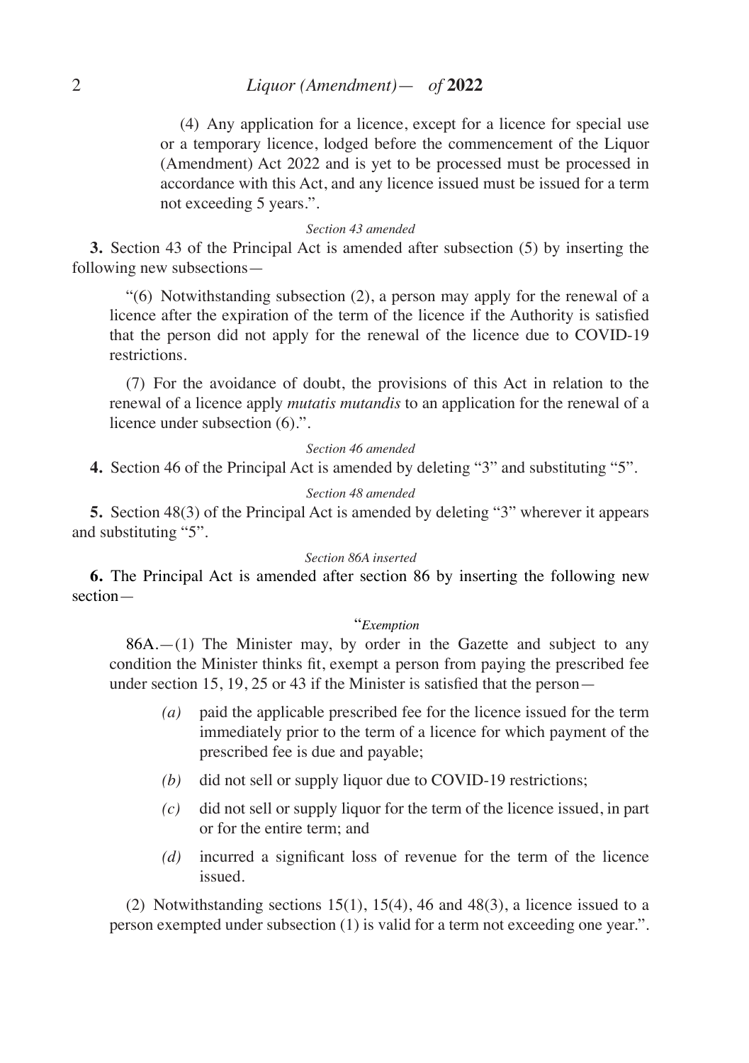(4) Any application for a licence, except for a licence for special use or a temporary licence, lodged before the commencement of the Liquor (Amendment) Act 2022 and is yet to be processed must be processed in accordance with this Act, and any licence issued must be issued for a term not exceeding 5 years.".

*Section 43 amended*

**3.** Section 43 of the Principal Act is amended after subsection (5) by inserting the following new subsections—

"(6) Notwithstanding subsection (2), a person may apply for the renewal of a licence after the expiration of the term of the licence if the Authority is satisfied that the person did not apply for the renewal of the licence due to COVID-19 restrictions.

(7) For the avoidance of doubt, the provisions of this Act in relation to the renewal of a licence apply *mutatis mutandis* to an application for the renewal of a licence under subsection (6).".

*Section 46 amended*

**4.** Section 46 of the Principal Act is amended by deleting "3" and substituting "5".

*Section 48 amended*

**5.** Section 48(3) of the Principal Act is amended by deleting "3" wherever it appears and substituting "5".

*Section 86A inserted*

**6.** The Principal Act is amended after section 86 by inserting the following new section—

"*Exemption*

86A.—(1) The Minister may, by order in the Gazette and subject to any condition the Minister thinks fit, exempt a person from paying the prescribed fee under section 15, 19, 25 or 43 if the Minister is satisfied that the person—

*(a)* paid the applicable prescribed fee for the licence issued for the term immediately prior to the term of a licence for which payment of the prescribed fee is due and payable;

*(b)* did not sell or supply liquor due to COVID-19 restrictions;

*(c)* did not sell or supply liquor for the term of the licence issued, in part or for the entire term; and

*(d)* incurred a significant loss of revenue for the term of the licence issued.

(2) Notwithstanding sections 15(1), 15(4), 46 and 48(3), a licence issued to a person exempted under subsection (1) is valid for a term not exceeding one year.".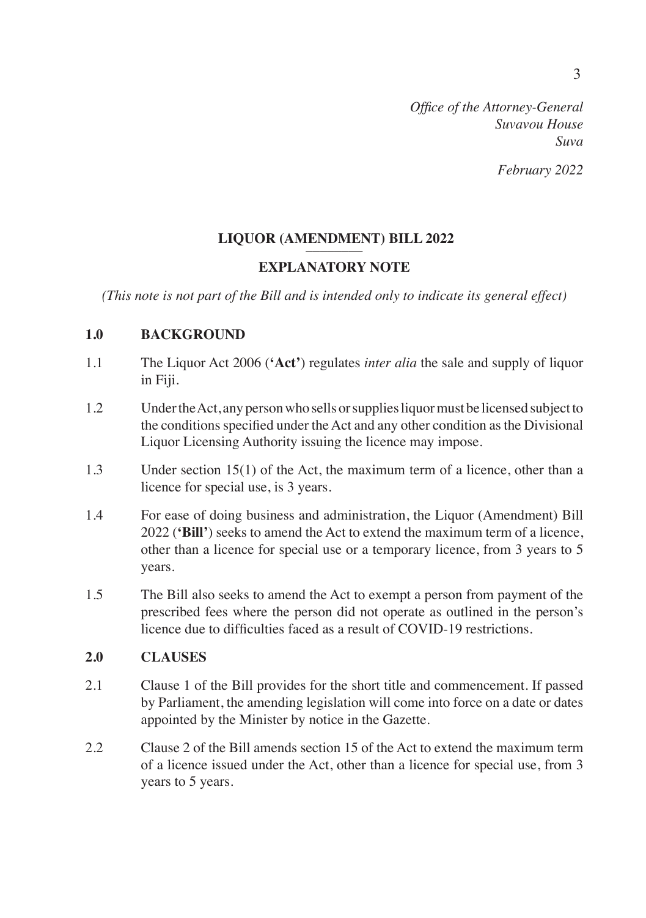*Office of the Attorney-General*
*Suvavou House*
*Suva*

*February 2022*

## LIQUOR (AMENDMENT) BILL 2022

## EXPLANATORY NOTE

*(This note is not part of the Bill and is intended only to indicate its general effect)*

### 1.0 BACKGROUND

1.1 The Liquor Act 2006 (**'Act'**) regulates *inter alia* the sale and supply of liquor in Fiji.

1.2 Under the Act, any person who sells or supplies liquor must be licensed subject to the conditions specified under the Act and any other condition as the Divisional Liquor Licensing Authority issuing the licence may impose.

1.3 Under section 15(1) of the Act, the maximum term of a licence, other than a licence for special use, is 3 years.

1.4 For ease of doing business and administration, the Liquor (Amendment) Bill 2022 (**'Bill'**) seeks to amend the Act to extend the maximum term of a licence, other than a licence for special use or a temporary licence, from 3 years to 5 years.

1.5 The Bill also seeks to amend the Act to exempt a person from payment of the prescribed fees where the person did not operate as outlined in the person's licence due to difficulties faced as a result of COVID-19 restrictions.

### 2.0 CLAUSES

2.1 Clause 1 of the Bill provides for the short title and commencement. If passed by Parliament, the amending legislation will come into force on a date or dates appointed by the Minister by notice in the Gazette.

2.2 Clause 2 of the Bill amends section 15 of the Act to extend the maximum term of a licence issued under the Act, other than a licence for special use, from 3 years to 5 years.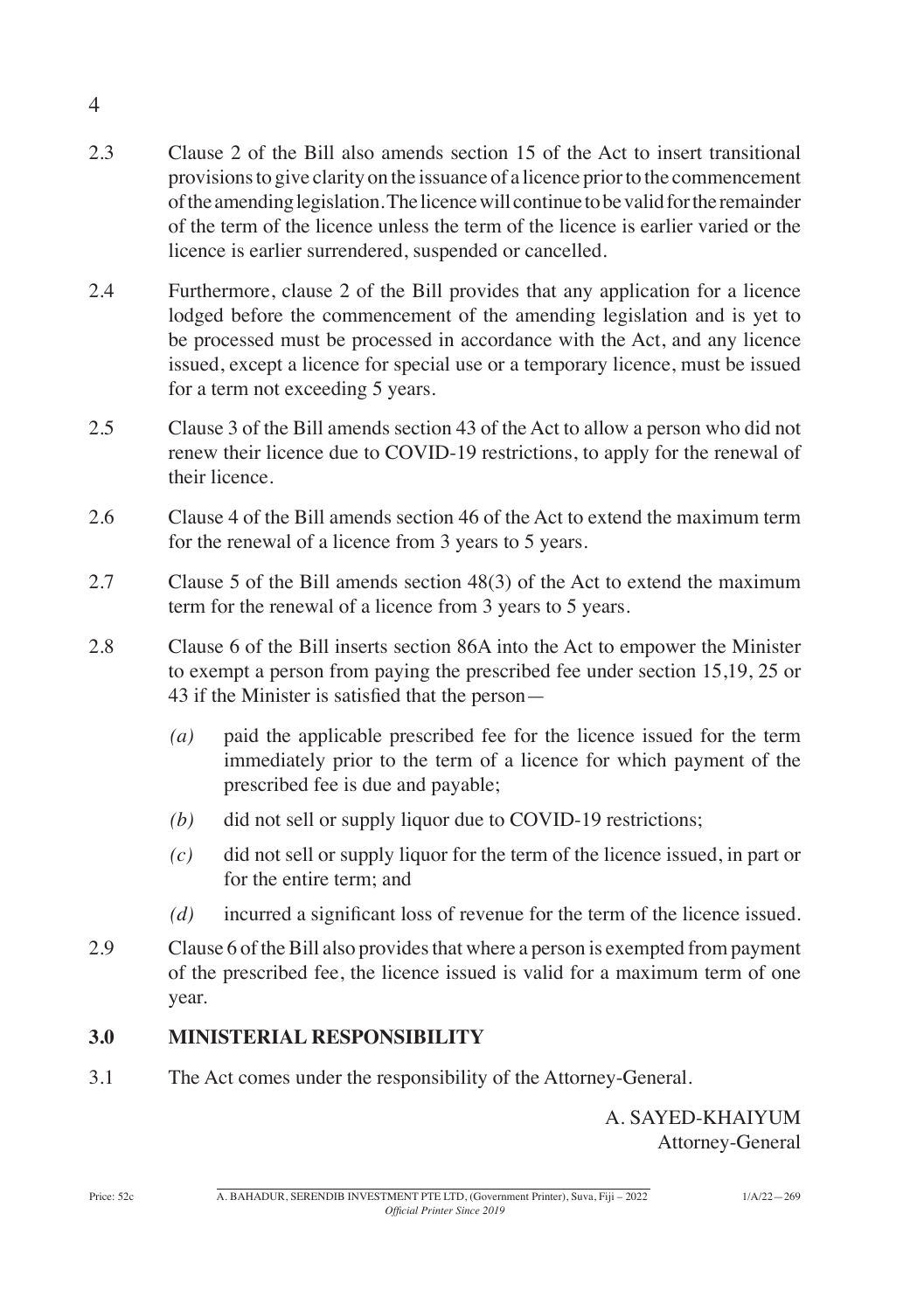2.3 Clause 2 of the Bill also amends section 15 of the Act to insert transitional provisions to give clarity on the issuance of a licence prior to the commencement of the amending legislation. The licence will continue to be valid for the remainder of the term of the licence unless the term of the licence is earlier varied or the licence is earlier surrendered, suspended or cancelled.

2.4 Furthermore, clause 2 of the Bill provides that any application for a licence lodged before the commencement of the amending legislation and is yet to be processed must be processed in accordance with the Act, and any licence issued, except a licence for special use or a temporary licence, must be issued for a term not exceeding 5 years.

2.5 Clause 3 of the Bill amends section 43 of the Act to allow a person who did not renew their licence due to COVID-19 restrictions, to apply for the renewal of their licence.

2.6 Clause 4 of the Bill amends section 46 of the Act to extend the maximum term for the renewal of a licence from 3 years to 5 years.

2.7 Clause 5 of the Bill amends section 48(3) of the Act to extend the maximum term for the renewal of a licence from 3 years to 5 years.

2.8 Clause 6 of the Bill inserts section 86A into the Act to empower the Minister to exempt a person from paying the prescribed fee under section 15,19, 25 or 43 if the Minister is satisfied that the person—

*(a)* paid the applicable prescribed fee for the licence issued for the term immediately prior to the term of a licence for which payment of the prescribed fee is due and payable;

*(b)* did not sell or supply liquor due to COVID-19 restrictions;

*(c)* did not sell or supply liquor for the term of the licence issued, in part or for the entire term; and

*(d)* incurred a significant loss of revenue for the term of the licence issued.

2.9 Clause 6 of the Bill also provides that where a person is exempted from payment of the prescribed fee, the licence issued is valid for a maximum term of one year.

## 3.0 MINISTERIAL RESPONSIBILITY

3.1 The Act comes under the responsibility of the Attorney-General.

A. SAYED-KHAIYUM
Attorney-General

Price: 52c

A. BAHADUR, SERENDIB INVESTMENT PTE LTD, (Government Printer), Suva, Fiji – 2022
*Official Printer Since 2019*

1/A/22—269